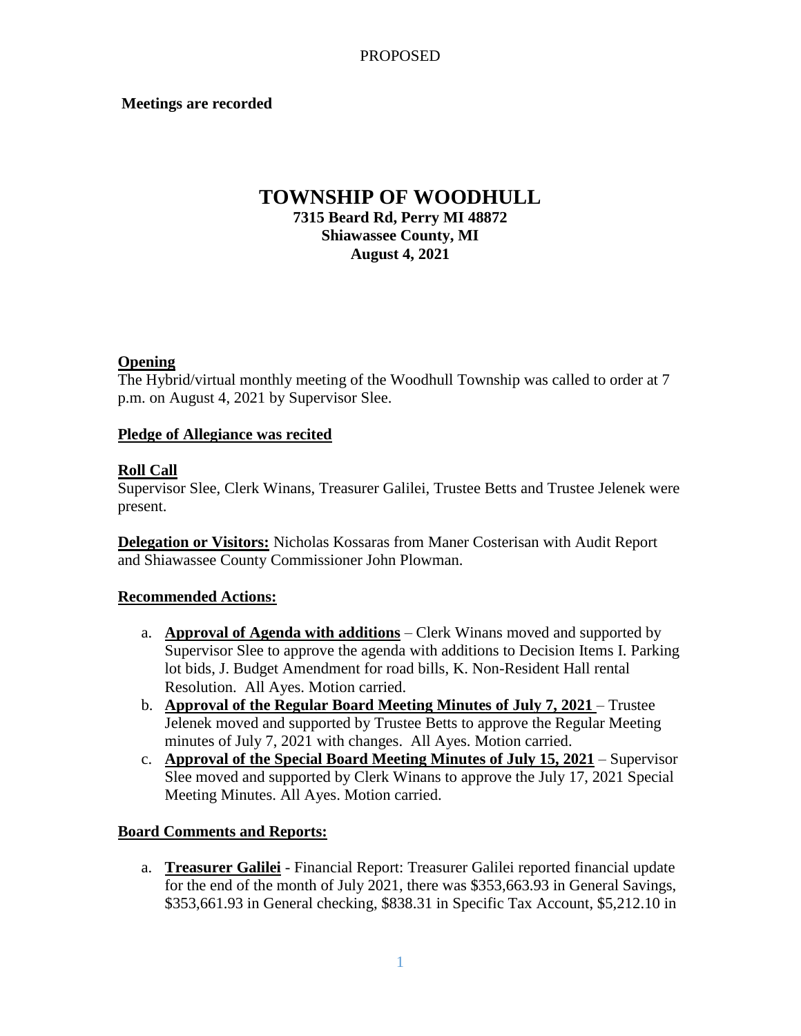PROPOSED

**Meetings are recorded**

# TOWNSHIP OF WOODHULL

**7315 Beard Rd, Perry MI 48872**
**Shiawassee County, MI**
**August 4, 2021**

## Opening

The Hybrid/virtual monthly meeting of the Woodhull Township was called to order at 7 p.m. on August 4, 2021 by Supervisor Slee.

## Pledge of Allegiance was recited

## Roll Call

Supervisor Slee, Clerk Winans, Treasurer Galilei, Trustee Betts and Trustee Jelenek were present.

**Delegation or Visitors:** Nicholas Kossaras from Maner Costerisan with Audit Report and Shiawassee County Commissioner John Plowman.

## Recommended Actions:

a. **Approval of Agenda with additions** – Clerk Winans moved and supported by Supervisor Slee to approve the agenda with additions to Decision Items I. Parking lot bids, J. Budget Amendment for road bills, K. Non-Resident Hall rental Resolution. All Ayes. Motion carried.

b. **Approval of the Regular Board Meeting Minutes of July 7, 2021** – Trustee Jelenek moved and supported by Trustee Betts to approve the Regular Meeting minutes of July 7, 2021 with changes. All Ayes. Motion carried.

c. **Approval of the Special Board Meeting Minutes of July 15, 2021** – Supervisor Slee moved and supported by Clerk Winans to approve the July 17, 2021 Special Meeting Minutes. All Ayes. Motion carried.

## Board Comments and Reports:

a. **Treasurer Galilei** - Financial Report: Treasurer Galilei reported financial update for the end of the month of July 2021, there was $353,663.93 in General Savings, $353,661.93 in General checking, $838.31 in Specific Tax Account, $5,212.10 in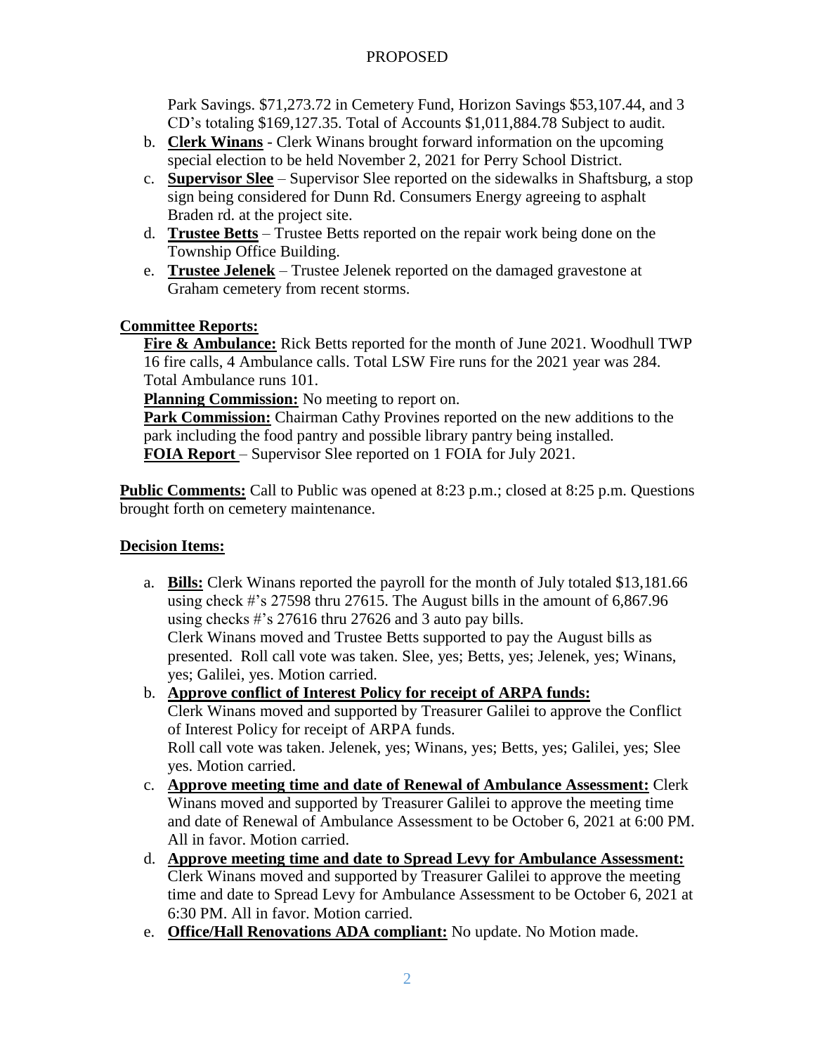PROPOSED

Park Savings. $71,273.72 in Cemetery Fund, Horizon Savings $53,107.44, and 3 CD's totaling $169,127.35. Total of Accounts $1,011,884.78 Subject to audit.

b. **Clerk Winans** - Clerk Winans brought forward information on the upcoming special election to be held November 2, 2021 for Perry School District.
c. **Supervisor Slee** – Supervisor Slee reported on the sidewalks in Shaftsburg, a stop sign being considered for Dunn Rd. Consumers Energy agreeing to asphalt Braden rd. at the project site.
d. **Trustee Betts** – Trustee Betts reported on the repair work being done on the Township Office Building.
e. **Trustee Jelenek** – Trustee Jelenek reported on the damaged gravestone at Graham cemetery from recent storms.

**Committee Reports:**

**Fire & Ambulance:** Rick Betts reported for the month of June 2021. Woodhull TWP 16 fire calls, 4 Ambulance calls. Total LSW Fire runs for the 2021 year was 284. Total Ambulance runs 101.

**Planning Commission:** No meeting to report on.

**Park Commission:** Chairman Cathy Provines reported on the new additions to the park including the food pantry and possible library pantry being installed.

**FOIA Report** – Supervisor Slee reported on 1 FOIA for July 2021.

**Public Comments:** Call to Public was opened at 8:23 p.m.; closed at 8:25 p.m. Questions brought forth on cemetery maintenance.

**Decision Items:**

a. **Bills:** Clerk Winans reported the payroll for the month of July totaled $13,181.66 using check #'s 27598 thru 27615. The August bills in the amount of 6,867.96 using checks #'s 27616 thru 27626 and 3 auto pay bills.
   Clerk Winans moved and Trustee Betts supported to pay the August bills as presented. Roll call vote was taken. Slee, yes; Betts, yes; Jelenek, yes; Winans, yes; Galilei, yes. Motion carried.
b. **Approve conflict of Interest Policy for receipt of ARPA funds:**
   Clerk Winans moved and supported by Treasurer Galilei to approve the Conflict of Interest Policy for receipt of ARPA funds.
   Roll call vote was taken. Jelenek, yes; Winans, yes; Betts, yes; Galilei, yes; Slee yes. Motion carried.
c. **Approve meeting time and date of Renewal of Ambulance Assessment:** Clerk Winans moved and supported by Treasurer Galilei to approve the meeting time and date of Renewal of Ambulance Assessment to be October 6, 2021 at 6:00 PM. All in favor. Motion carried.
d. **Approve meeting time and date to Spread Levy for Ambulance Assessment:** Clerk Winans moved and supported by Treasurer Galilei to approve the meeting time and date to Spread Levy for Ambulance Assessment to be October 6, 2021 at 6:30 PM. All in favor. Motion carried.
e. **Office/Hall Renovations ADA compliant:** No update. No Motion made.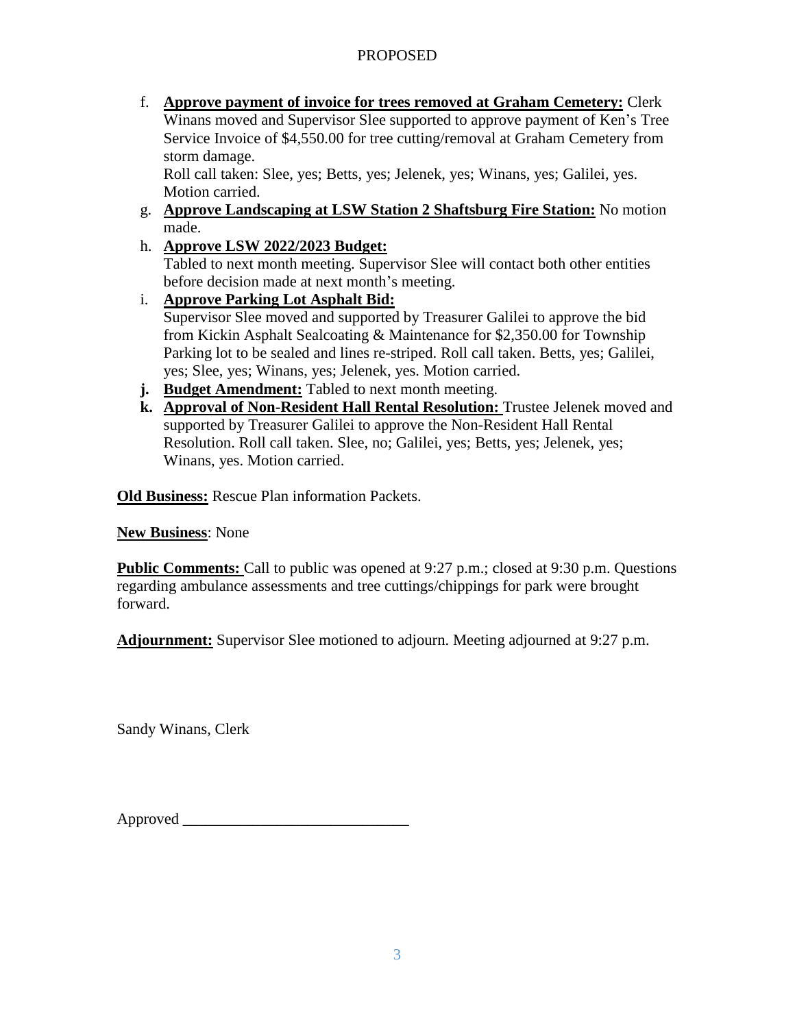PROPOSED

f. **Approve payment of invoice for trees removed at Graham Cemetery:** Clerk Winans moved and Supervisor Slee supported to approve payment of Ken's Tree Service Invoice of $4,550.00 for tree cutting/removal at Graham Cemetery from storm damage.
   Roll call taken: Slee, yes; Betts, yes; Jelenek, yes; Winans, yes; Galilei, yes. Motion carried.
g. **Approve Landscaping at LSW Station 2 Shaftsburg Fire Station:** No motion made.
h. **Approve LSW 2022/2023 Budget:**
   Tabled to next month meeting. Supervisor Slee will contact both other entities before decision made at next month's meeting.
i. **Approve Parking Lot Asphalt Bid:**
   Supervisor Slee moved and supported by Treasurer Galilei to approve the bid from Kickin Asphalt Sealcoating & Maintenance for $2,350.00 for Township Parking lot to be sealed and lines re-striped. Roll call taken. Betts, yes; Galilei, yes; Slee, yes; Winans, yes; Jelenek, yes. Motion carried.
j. **Budget Amendment:** Tabled to next month meeting.
k. **Approval of Non-Resident Hall Rental Resolution:** Trustee Jelenek moved and supported by Treasurer Galilei to approve the Non-Resident Hall Rental Resolution. Roll call taken. Slee, no; Galilei, yes; Betts, yes; Jelenek, yes; Winans, yes. Motion carried.

**Old Business:** Rescue Plan information Packets.

**New Business**: None

**Public Comments:** Call to public was opened at 9:27 p.m.; closed at 9:30 p.m. Questions regarding ambulance assessments and tree cuttings/chippings for park were brought forward.

**Adjournment:** Supervisor Slee motioned to adjourn. Meeting adjourned at 9:27 p.m.

Sandy Winans, Clerk

Approved ____________________________